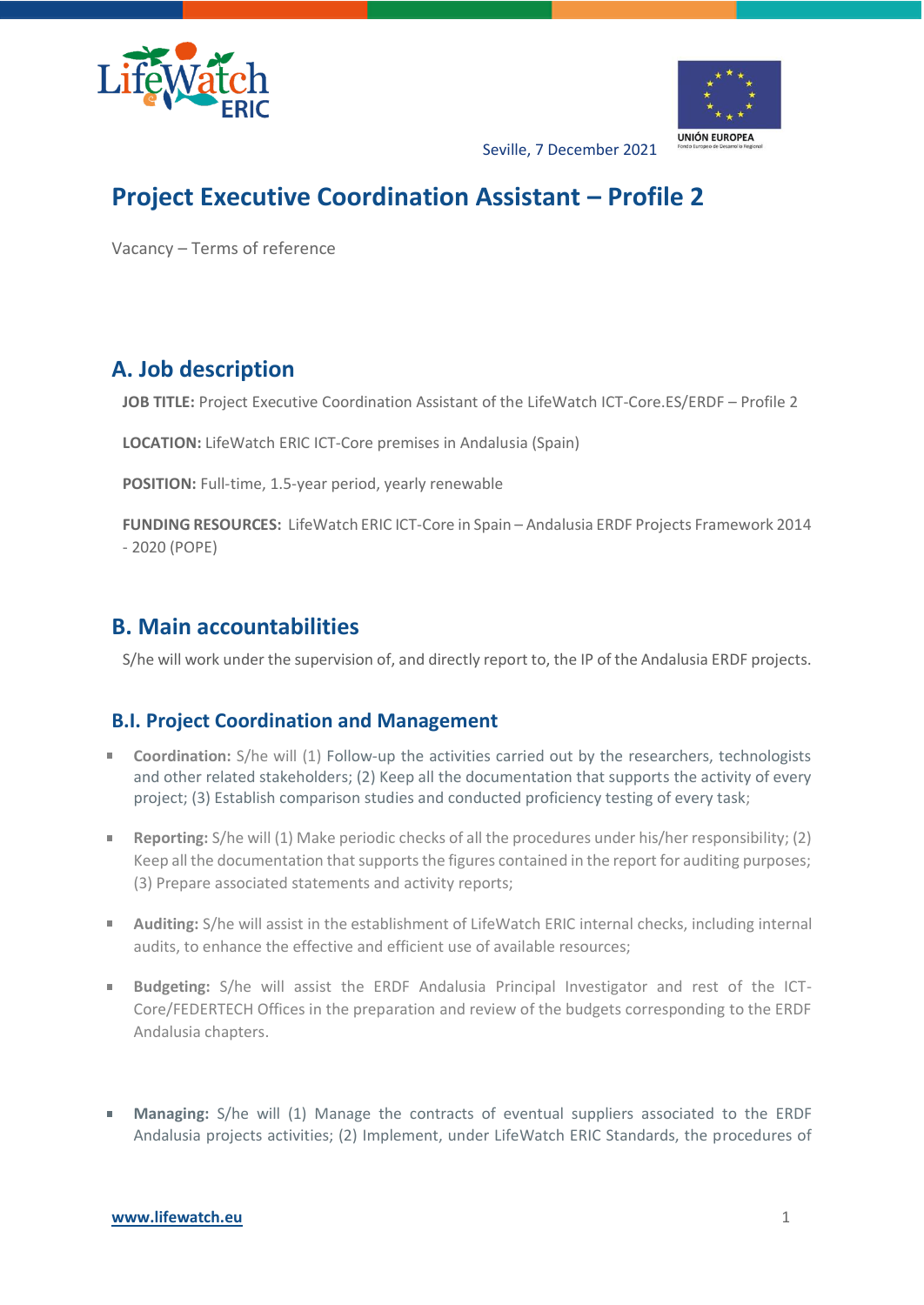Seville, 7 December 2021

# Project Executive Coordination Assistant – Profile 2

Vacancy – Terms of reference

## A. Job description

**JOB TITLE:** Project Executive Coordination Assistant of the LifeWatch ICT-Core.ES/ERDF – Profile 2

**LOCATION:** LifeWatch ERIC ICT-Core premises in Andalusia (Spain)

**POSITION:** Full-time, 1.5-year period, yearly renewable

**FUNDING RESOURCES:** LifeWatch ERIC ICT-Core in Spain – Andalusia ERDF Projects Framework 2014 - 2020 (POPE)

## B. Main accountabilities

S/he will work under the supervision of, and directly report to, the IP of the Andalusia ERDF projects.

### B.I. Project Coordination and Management

- **Coordination:** S/he will (1) Follow-up the activities carried out by the researchers, technologists and other related stakeholders; (2) Keep all the documentation that supports the activity of every project; (3) Establish comparison studies and conducted proficiency testing of every task;
- **Reporting:** S/he will (1) Make periodic checks of all the procedures under his/her responsibility; (2) Keep all the documentation that supports the figures contained in the report for auditing purposes; (3) Prepare associated statements and activity reports;
- **Auditing:** S/he will assist in the establishment of LifeWatch ERIC internal checks, including internal audits, to enhance the effective and efficient use of available resources;
- **Budgeting:** S/he will assist the ERDF Andalusia Principal Investigator and rest of the ICT-Core/FEDERTECH Offices in the preparation and review of the budgets corresponding to the ERDF Andalusia chapters.
- **Managing:** S/he will (1) Manage the contracts of eventual suppliers associated to the ERDF Andalusia projects activities; (2) Implement, under LifeWatch ERIC Standards, the procedures of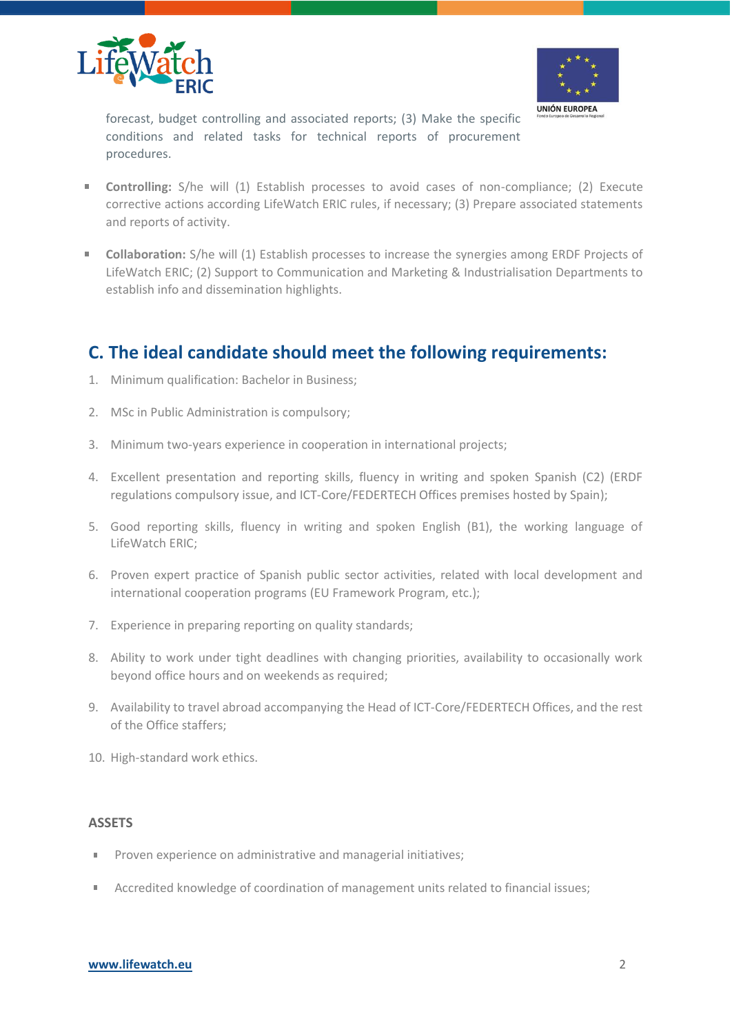forecast, budget controlling and associated reports; (3) Make the specific conditions and related tasks for technical reports of procurement procedures.

- **Controlling:** S/he will (1) Establish processes to avoid cases of non-compliance; (2) Execute corrective actions according LifeWatch ERIC rules, if necessary; (3) Prepare associated statements and reports of activity.

- **Collaboration:** S/he will (1) Establish processes to increase the synergies among ERDF Projects of LifeWatch ERIC; (2) Support to Communication and Marketing & Industrialisation Departments to establish info and dissemination highlights.

## C. The ideal candidate should meet the following requirements:

1. Minimum qualification: Bachelor in Business;
2. MSc in Public Administration is compulsory;
3. Minimum two-years experience in cooperation in international projects;
4. Excellent presentation and reporting skills, fluency in writing and spoken Spanish (C2) (ERDF regulations compulsory issue, and ICT-Core/FEDERTECH Offices premises hosted by Spain);
5. Good reporting skills, fluency in writing and spoken English (B1), the working language of LifeWatch ERIC;
6. Proven expert practice of Spanish public sector activities, related with local development and international cooperation programs (EU Framework Program, etc.);
7. Experience in preparing reporting on quality standards;
8. Ability to work under tight deadlines with changing priorities, availability to occasionally work beyond office hours and on weekends as required;
9. Availability to travel abroad accompanying the Head of ICT-Core/FEDERTECH Offices, and the rest of the Office staffers;
10. High-standard work ethics.

### ASSETS

- Proven experience on administrative and managerial initiatives;
- Accredited knowledge of coordination of management units related to financial issues;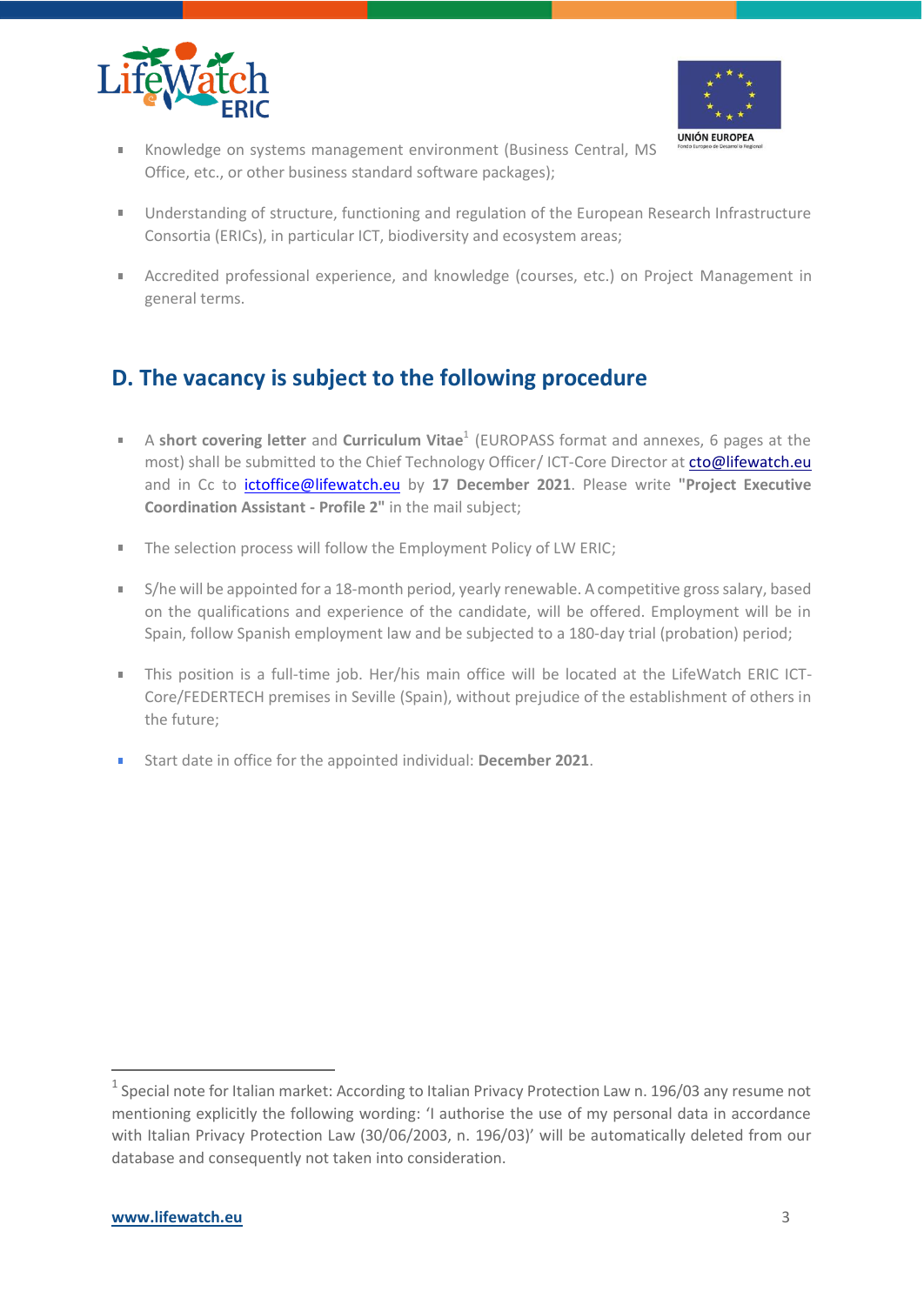- Knowledge on systems management environment (Business Central, MS Office, etc., or other business standard software packages);
- Understanding of structure, functioning and regulation of the European Research Infrastructure Consortia (ERICs), in particular ICT, biodiversity and ecosystem areas;
- Accredited professional experience, and knowledge (courses, etc.) on Project Management in general terms.

## D. The vacancy is subject to the following procedure

- A **short covering letter** and **Curriculum Vitae**[1] (EUROPASS format and annexes, 6 pages at the most) shall be submitted to the Chief Technology Officer/ ICT-Core Director at cto@lifewatch.eu and in Cc to ictoffice@lifewatch.eu by **17 December 2021**. Please write **"Project Executive Coordination Assistant - Profile 2"** in the mail subject;
- The selection process will follow the Employment Policy of LW ERIC;
- S/he will be appointed for a 18-month period, yearly renewable. A competitive gross salary, based on the qualifications and experience of the candidate, will be offered. Employment will be in Spain, follow Spanish employment law and be subjected to a 180-day trial (probation) period;
- This position is a full-time job. Her/his main office will be located at the LifeWatch ERIC ICT-Core/FEDERTECH premises in Seville (Spain), without prejudice of the establishment of others in the future;
- Start date in office for the appointed individual: **December 2021**.

[1] Special note for Italian market: According to Italian Privacy Protection Law n. 196/03 any resume not mentioning explicitly the following wording: 'I authorise the use of my personal data in accordance with Italian Privacy Protection Law (30/06/2003, n. 196/03)' will be automatically deleted from our database and consequently not taken into consideration.